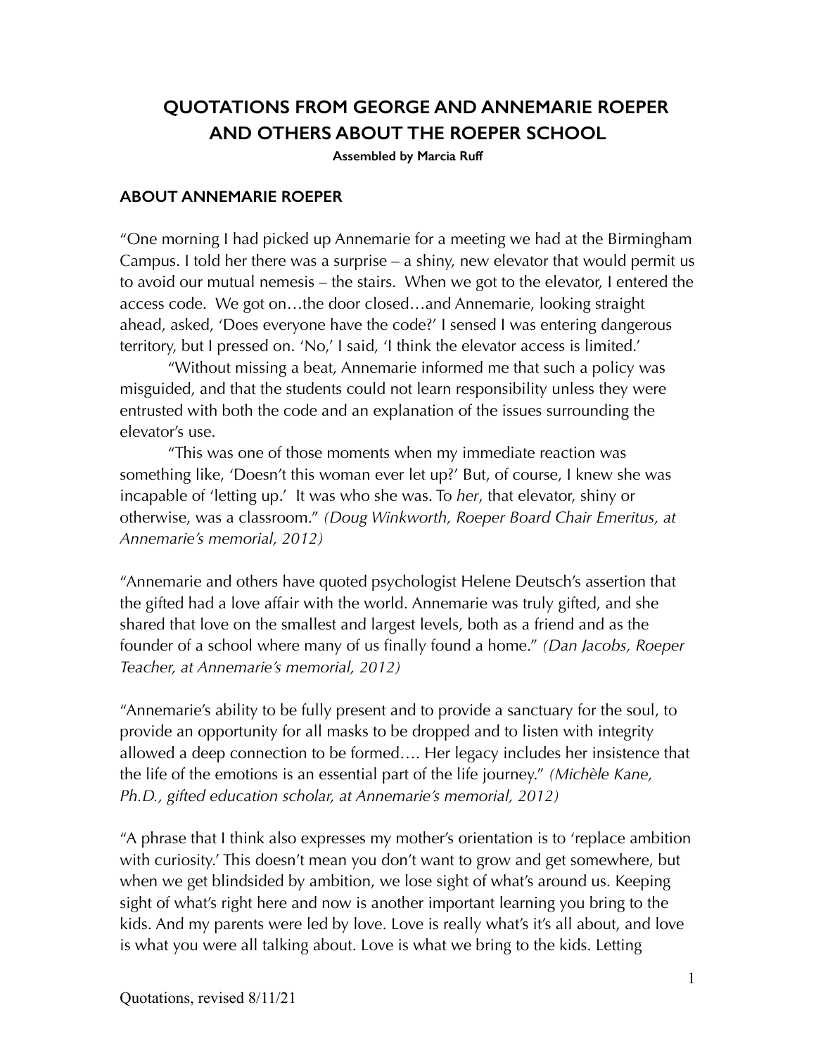# QUOTATIONS FROM GEORGE AND ANNEMARIE ROEPER AND OTHERS ABOUT THE ROEPER SCHOOL

**Assembled by Marcia Ruff**

## ABOUT ANNEMARIE ROEPER

"One morning I had picked up Annemarie for a meeting we had at the Birmingham Campus. I told her there was a surprise – a shiny, new elevator that would permit us to avoid our mutual nemesis – the stairs. When we got to the elevator, I entered the access code. We got on…the door closed…and Annemarie, looking straight ahead, asked, 'Does everyone have the code?' I sensed I was entering dangerous territory, but I pressed on. 'No,' I said, 'I think the elevator access is limited.'

"Without missing a beat, Annemarie informed me that such a policy was misguided, and that the students could not learn responsibility unless they were entrusted with both the code and an explanation of the issues surrounding the elevator's use.

"This was one of those moments when my immediate reaction was something like, 'Doesn't this woman ever let up?' But, of course, I knew she was incapable of 'letting up.' It was who she was. To *her*, that elevator, shiny or otherwise, was a classroom." *(Doug Winkworth, Roeper Board Chair Emeritus, at Annemarie's memorial, 2012)*

"Annemarie and others have quoted psychologist Helene Deutsch's assertion that the gifted had a love affair with the world. Annemarie was truly gifted, and she shared that love on the smallest and largest levels, both as a friend and as the founder of a school where many of us finally found a home." *(Dan Jacobs, Roeper Teacher, at Annemarie's memorial, 2012)*

"Annemarie's ability to be fully present and to provide a sanctuary for the soul, to provide an opportunity for all masks to be dropped and to listen with integrity allowed a deep connection to be formed…. Her legacy includes her insistence that the life of the emotions is an essential part of the life journey." *(Michèle Kane, Ph.D., gifted education scholar, at Annemarie's memorial, 2012)*

"A phrase that I think also expresses my mother's orientation is to 'replace ambition with curiosity.' This doesn't mean you don't want to grow and get somewhere, but when we get blindsided by ambition, we lose sight of what's around us. Keeping sight of what's right here and now is another important learning you bring to the kids. And my parents were led by love. Love is really what's it's all about, and love is what you were all talking about. Love is what we bring to the kids. Letting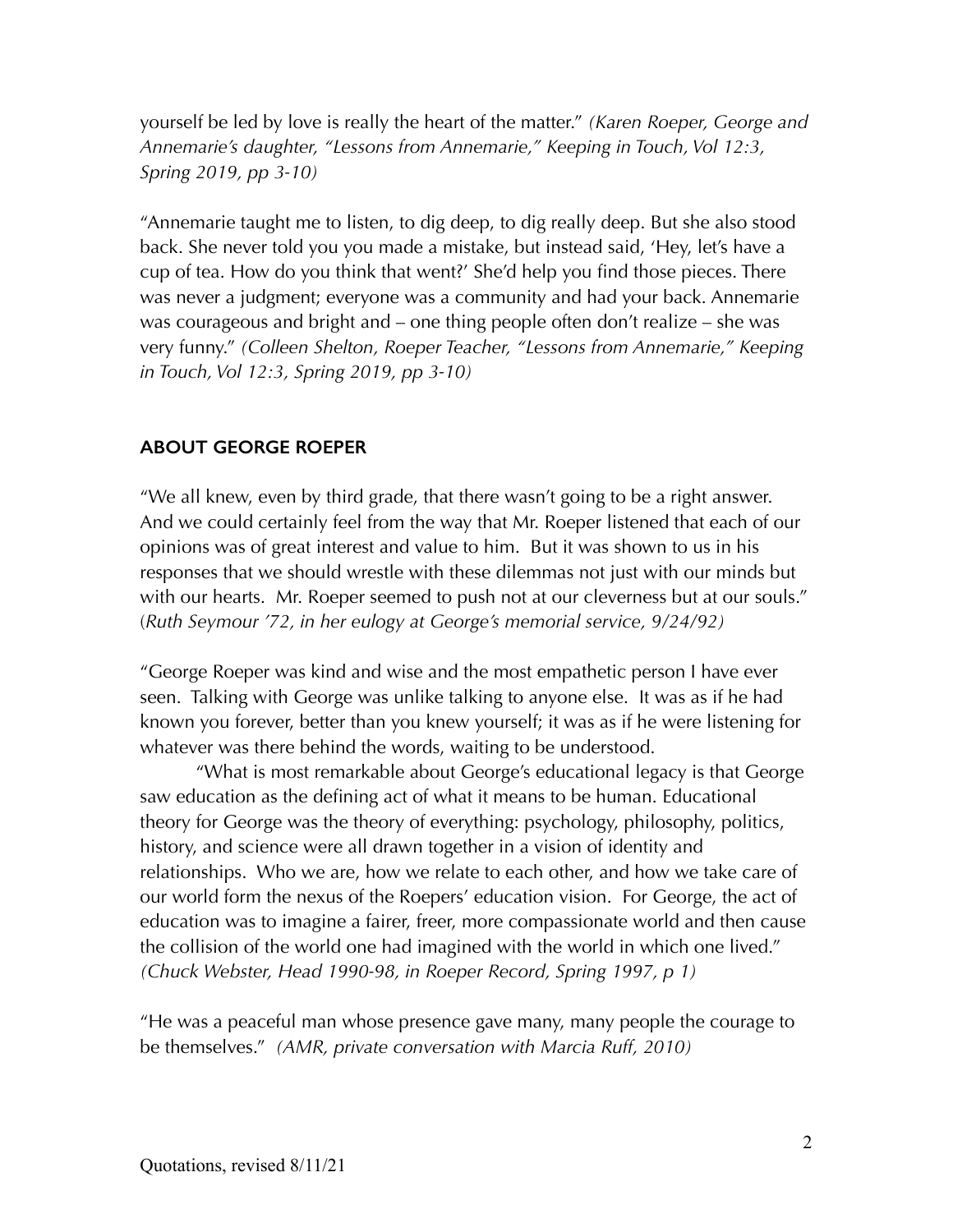yourself be led by love is really the heart of the matter." *(Karen Roeper, George and Annemarie's daughter, "Lessons from Annemarie," Keeping in Touch, Vol 12:3, Spring 2019, pp 3-10)*

"Annemarie taught me to listen, to dig deep, to dig really deep. But she also stood back. She never told you you made a mistake, but instead said, 'Hey, let's have a cup of tea. How do you think that went?' She'd help you find those pieces. There was never a judgment; everyone was a community and had your back. Annemarie was courageous and bright and – one thing people often don't realize – she was very funny." *(Colleen Shelton, Roeper Teacher, "Lessons from Annemarie," Keeping in Touch, Vol 12:3, Spring 2019, pp 3-10)*

## ABOUT GEORGE ROEPER

"We all knew, even by third grade, that there wasn't going to be a right answer. And we could certainly feel from the way that Mr. Roeper listened that each of our opinions was of great interest and value to him. But it was shown to us in his responses that we should wrestle with these dilemmas not just with our minds but with our hearts. Mr. Roeper seemed to push not at our cleverness but at our souls." (*Ruth Seymour '72, in her eulogy at George's memorial service, 9/24/92)*

"George Roeper was kind and wise and the most empathetic person I have ever seen. Talking with George was unlike talking to anyone else. It was as if he had known you forever, better than you knew yourself; it was as if he were listening for whatever was there behind the words, waiting to be understood.

"What is most remarkable about George's educational legacy is that George saw education as the defining act of what it means to be human. Educational theory for George was the theory of everything: psychology, philosophy, politics, history, and science were all drawn together in a vision of identity and relationships. Who we are, how we relate to each other, and how we take care of our world form the nexus of the Roepers' education vision. For George, the act of education was to imagine a fairer, freer, more compassionate world and then cause the collision of the world one had imagined with the world in which one lived." *(Chuck Webster, Head 1990-98, in Roeper Record, Spring 1997, p 1)*

"He was a peaceful man whose presence gave many, many people the courage to be themselves." *(AMR, private conversation with Marcia Ruff, 2010)*

Quotations, revised 8/11/21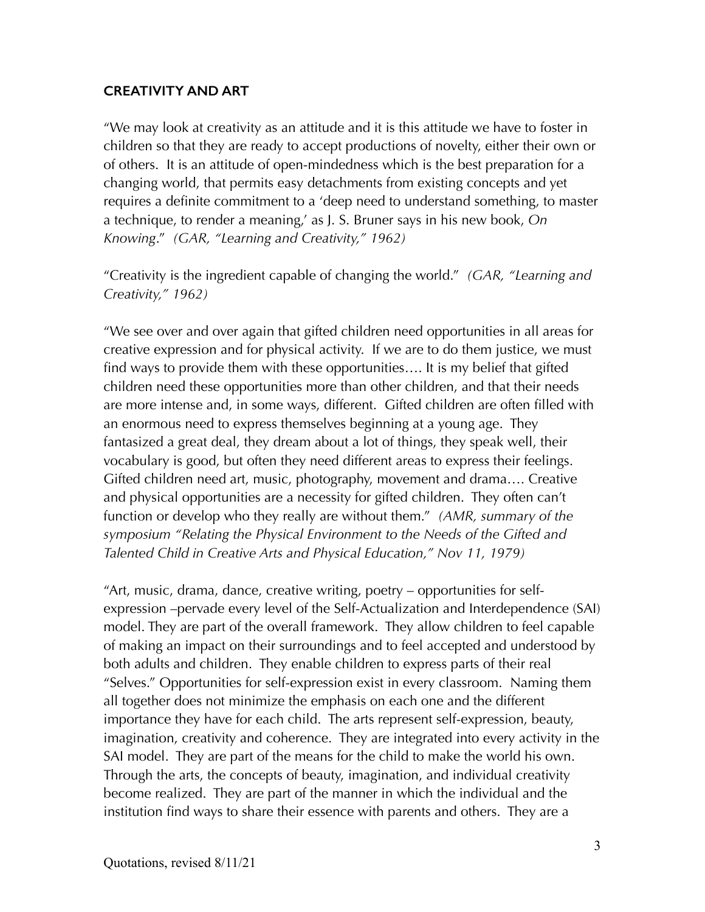**CREATIVITY AND ART**

"We may look at creativity as an attitude and it is this attitude we have to foster in children so that they are ready to accept productions of novelty, either their own or of others. It is an attitude of open-mindedness which is the best preparation for a changing world, that permits easy detachments from existing concepts and yet requires a definite commitment to a 'deep need to understand something, to master a technique, to render a meaning,' as J. S. Bruner says in his new book, *On Knowing*." *(GAR, "Learning and Creativity," 1962)*

"Creativity is the ingredient capable of changing the world." *(GAR, "Learning and Creativity," 1962)*

"We see over and over again that gifted children need opportunities in all areas for creative expression and for physical activity. If we are to do them justice, we must find ways to provide them with these opportunities…. It is my belief that gifted children need these opportunities more than other children, and that their needs are more intense and, in some ways, different. Gifted children are often filled with an enormous need to express themselves beginning at a young age. They fantasized a great deal, they dream about a lot of things, they speak well, their vocabulary is good, but often they need different areas to express their feelings. Gifted children need art, music, photography, movement and drama…. Creative and physical opportunities are a necessity for gifted children. They often can't function or develop who they really are without them." *(AMR, summary of the symposium "Relating the Physical Environment to the Needs of the Gifted and Talented Child in Creative Arts and Physical Education," Nov 11, 1979)*

"Art, music, drama, dance, creative writing, poetry – opportunities for self-expression –pervade every level of the Self-Actualization and Interdependence (SAI) model. They are part of the overall framework. They allow children to feel capable of making an impact on their surroundings and to feel accepted and understood by both adults and children. They enable children to express parts of their real "Selves." Opportunities for self-expression exist in every classroom. Naming them all together does not minimize the emphasis on each one and the different importance they have for each child. The arts represent self-expression, beauty, imagination, creativity and coherence. They are integrated into every activity in the SAI model. They are part of the means for the child to make the world his own. Through the arts, the concepts of beauty, imagination, and individual creativity become realized. They are part of the manner in which the individual and the institution find ways to share their essence with parents and others. They are a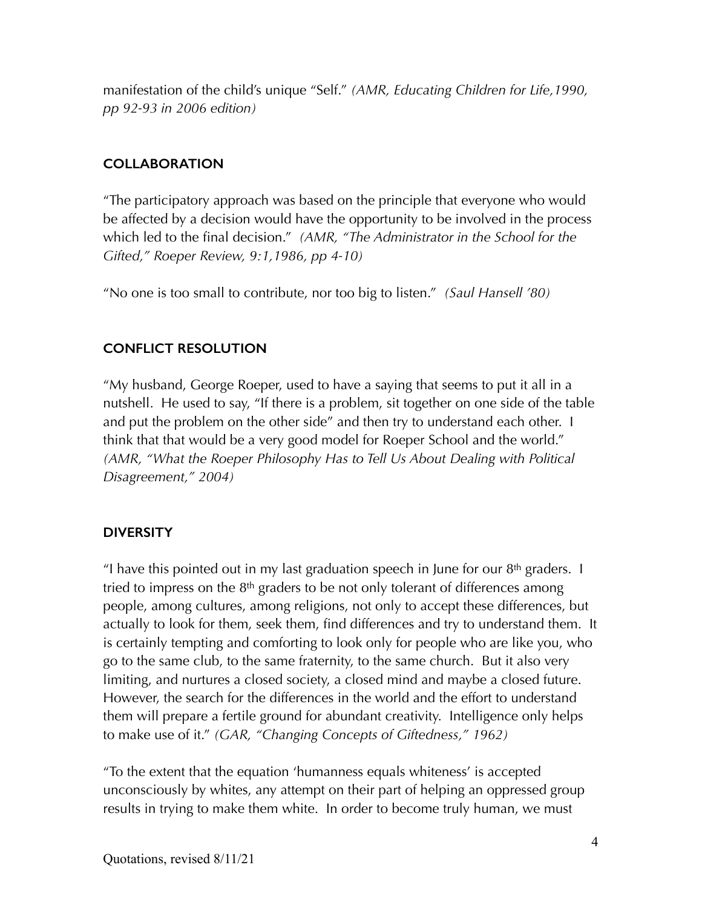manifestation of the child's unique "Self." *(AMR, Educating Children for Life,1990, pp 92-93 in 2006 edition)*

## COLLABORATION

"The participatory approach was based on the principle that everyone who would be affected by a decision would have the opportunity to be involved in the process which led to the final decision." *(AMR, "The Administrator in the School for the Gifted," Roeper Review, 9:1,1986, pp 4-10)*

"No one is too small to contribute, nor too big to listen." *(Saul Hansell '80)*

## CONFLICT RESOLUTION

"My husband, George Roeper, used to have a saying that seems to put it all in a nutshell. He used to say, "If there is a problem, sit together on one side of the table and put the problem on the other side" and then try to understand each other. I think that that would be a very good model for Roeper School and the world." *(AMR, "What the Roeper Philosophy Has to Tell Us About Dealing with Political Disagreement," 2004)*

## DIVERSITY

"I have this pointed out in my last graduation speech in June for our 8th graders. I tried to impress on the 8th graders to be not only tolerant of differences among people, among cultures, among religions, not only to accept these differences, but actually to look for them, seek them, find differences and try to understand them. It is certainly tempting and comforting to look only for people who are like you, who go to the same club, to the same fraternity, to the same church. But it also very limiting, and nurtures a closed society, a closed mind and maybe a closed future. However, the search for the differences in the world and the effort to understand them will prepare a fertile ground for abundant creativity. Intelligence only helps to make use of it." *(GAR, "Changing Concepts of Giftedness," 1962)*

"To the extent that the equation 'humanness equals whiteness' is accepted unconsciously by whites, any attempt on their part of helping an oppressed group results in trying to make them white. In order to become truly human, we must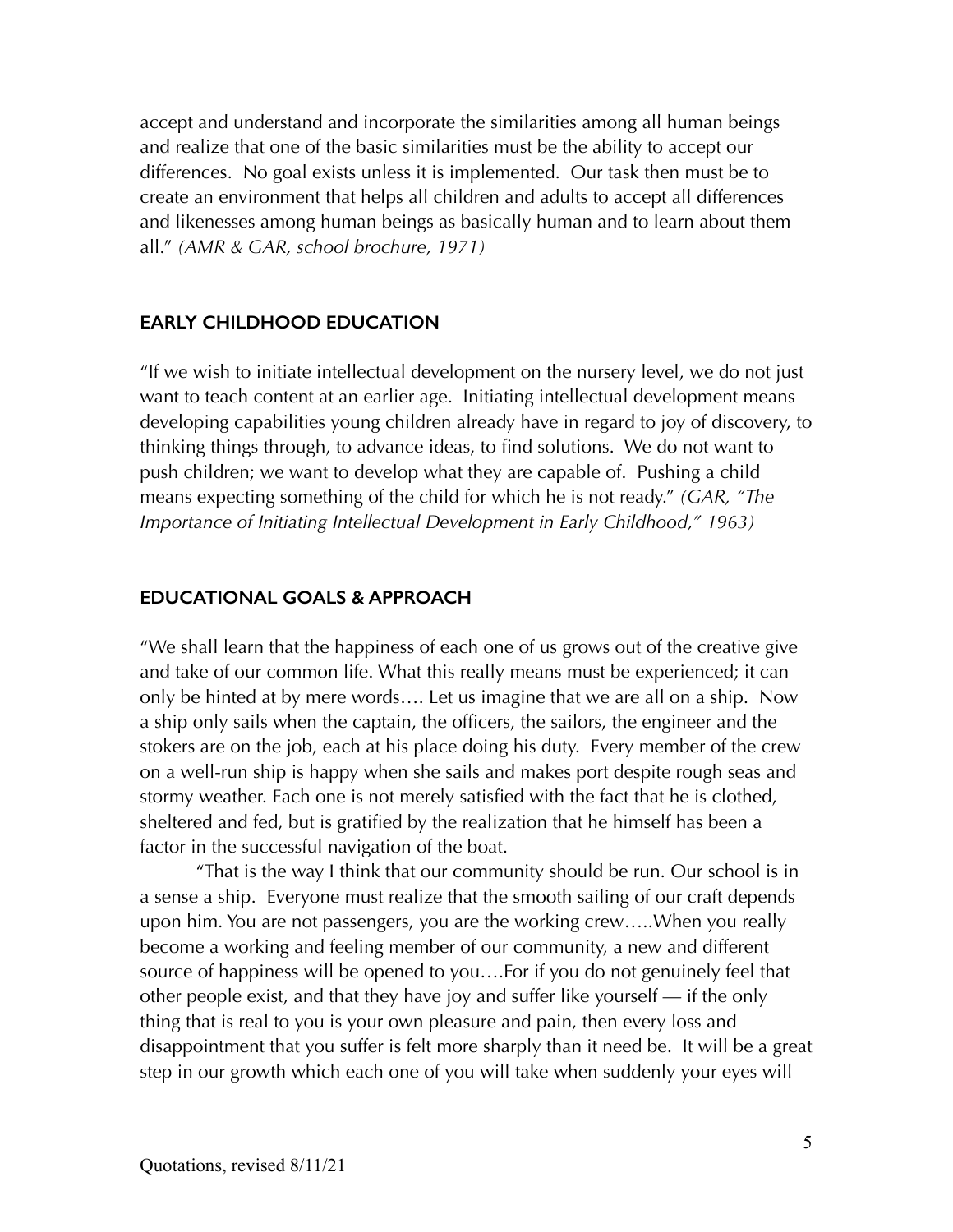accept and understand and incorporate the similarities among all human beings and realize that one of the basic similarities must be the ability to accept our differences. No goal exists unless it is implemented. Our task then must be to create an environment that helps all children and adults to accept all differences and likenesses among human beings as basically human and to learn about them all." *(AMR & GAR, school brochure, 1971)*

## EARLY CHILDHOOD EDUCATION

"If we wish to initiate intellectual development on the nursery level, we do not just want to teach content at an earlier age. Initiating intellectual development means developing capabilities young children already have in regard to joy of discovery, to thinking things through, to advance ideas, to find solutions. We do not want to push children; we want to develop what they are capable of. Pushing a child means expecting something of the child for which he is not ready." *(GAR, "The Importance of Initiating Intellectual Development in Early Childhood," 1963)*

## EDUCATIONAL GOALS & APPROACH

"We shall learn that the happiness of each one of us grows out of the creative give and take of our common life. What this really means must be experienced; it can only be hinted at by mere words…. Let us imagine that we are all on a ship. Now a ship only sails when the captain, the officers, the sailors, the engineer and the stokers are on the job, each at his place doing his duty. Every member of the crew on a well-run ship is happy when she sails and makes port despite rough seas and stormy weather. Each one is not merely satisfied with the fact that he is clothed, sheltered and fed, but is gratified by the realization that he himself has been a factor in the successful navigation of the boat.

"That is the way I think that our community should be run. Our school is in a sense a ship. Everyone must realize that the smooth sailing of our craft depends upon him. You are not passengers, you are the working crew…..When you really become a working and feeling member of our community, a new and different source of happiness will be opened to you….For if you do not genuinely feel that other people exist, and that they have joy and suffer like yourself — if the only thing that is real to you is your own pleasure and pain, then every loss and disappointment that you suffer is felt more sharply than it need be. It will be a great step in our growth which each one of you will take when suddenly your eyes will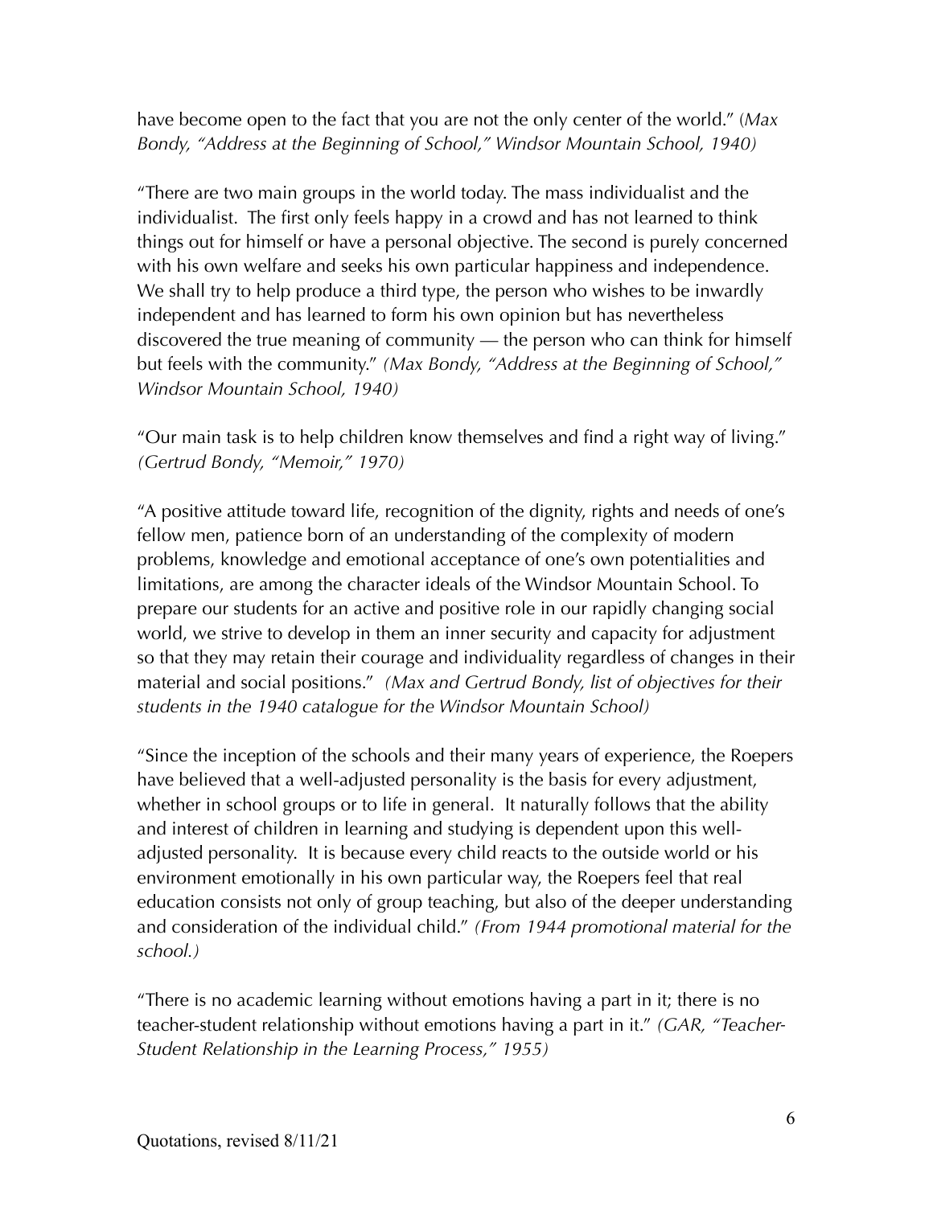have become open to the fact that you are not the only center of the world." (*Max Bondy, "Address at the Beginning of School," Windsor Mountain School, 1940)*

"There are two main groups in the world today. The mass individualist and the individualist. The first only feels happy in a crowd and has not learned to think things out for himself or have a personal objective. The second is purely concerned with his own welfare and seeks his own particular happiness and independence. We shall try to help produce a third type, the person who wishes to be inwardly independent and has learned to form his own opinion but has nevertheless discovered the true meaning of community — the person who can think for himself but feels with the community." *(Max Bondy, "Address at the Beginning of School," Windsor Mountain School, 1940)*

"Our main task is to help children know themselves and find a right way of living." *(Gertrud Bondy, "Memoir," 1970)*

"A positive attitude toward life, recognition of the dignity, rights and needs of one's fellow men, patience born of an understanding of the complexity of modern problems, knowledge and emotional acceptance of one's own potentialities and limitations, are among the character ideals of the Windsor Mountain School. To prepare our students for an active and positive role in our rapidly changing social world, we strive to develop in them an inner security and capacity for adjustment so that they may retain their courage and individuality regardless of changes in their material and social positions." *(Max and Gertrud Bondy, list of objectives for their students in the 1940 catalogue for the Windsor Mountain School)*

"Since the inception of the schools and their many years of experience, the Roepers have believed that a well-adjusted personality is the basis for every adjustment, whether in school groups or to life in general. It naturally follows that the ability and interest of children in learning and studying is dependent upon this well-adjusted personality. It is because every child reacts to the outside world or his environment emotionally in his own particular way, the Roepers feel that real education consists not only of group teaching, but also of the deeper understanding and consideration of the individual child." *(From 1944 promotional material for the school.)*

"There is no academic learning without emotions having a part in it; there is no teacher-student relationship without emotions having a part in it." *(GAR, "Teacher-Student Relationship in the Learning Process," 1955)*

Quotations, revised 8/11/21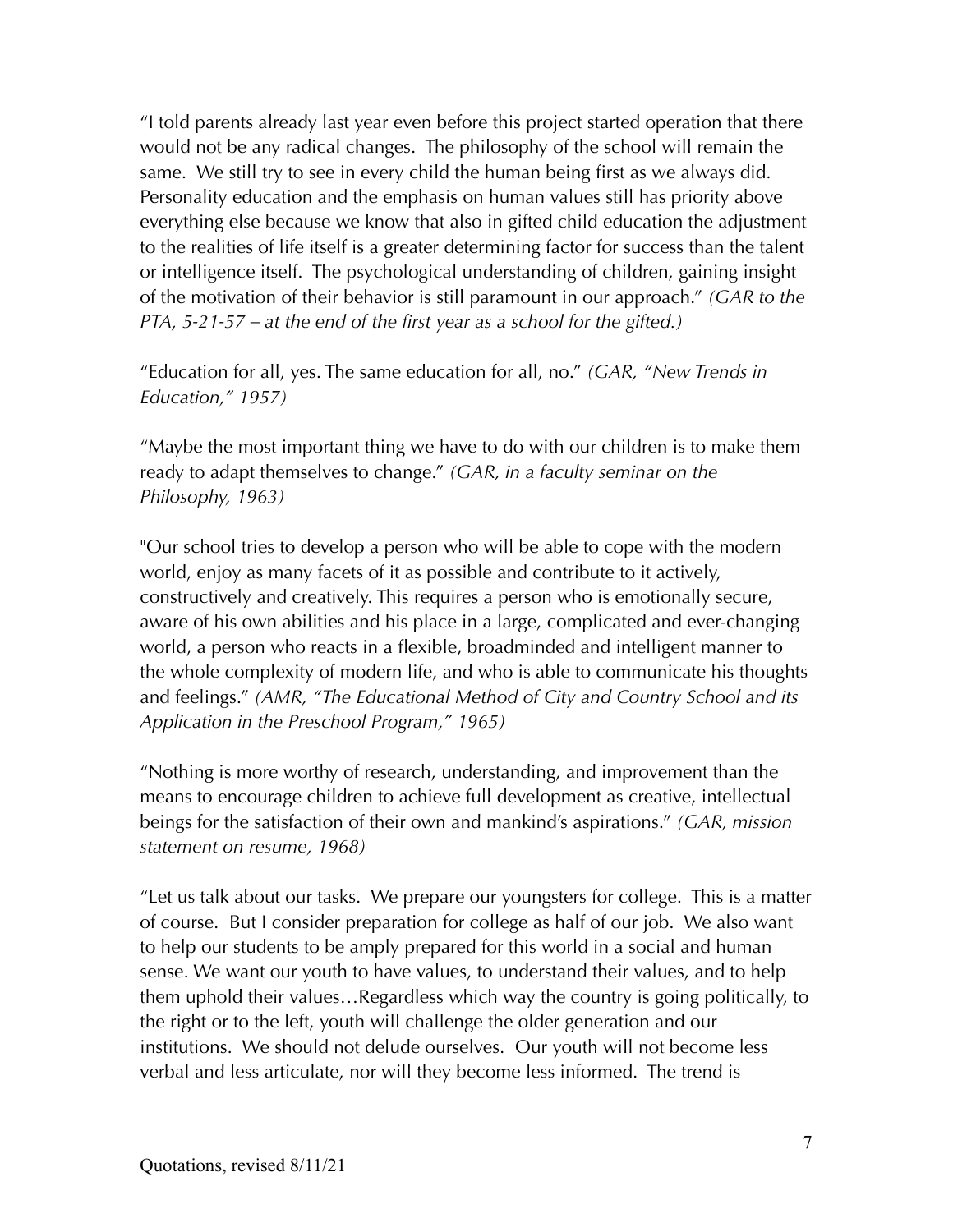"I told parents already last year even before this project started operation that there would not be any radical changes. The philosophy of the school will remain the same. We still try to see in every child the human being first as we always did. Personality education and the emphasis on human values still has priority above everything else because we know that also in gifted child education the adjustment to the realities of life itself is a greater determining factor for success than the talent or intelligence itself. The psychological understanding of children, gaining insight of the motivation of their behavior is still paramount in our approach." *(GAR to the PTA, 5-21-57 – at the end of the first year as a school for the gifted.)*

"Education for all, yes. The same education for all, no." *(GAR, "New Trends in Education," 1957)*

"Maybe the most important thing we have to do with our children is to make them ready to adapt themselves to change." *(GAR, in a faculty seminar on the Philosophy, 1963)*

"Our school tries to develop a person who will be able to cope with the modern world, enjoy as many facets of it as possible and contribute to it actively, constructively and creatively. This requires a person who is emotionally secure, aware of his own abilities and his place in a large, complicated and ever-changing world, a person who reacts in a flexible, broadminded and intelligent manner to the whole complexity of modern life, and who is able to communicate his thoughts and feelings." *(AMR, "The Educational Method of City and Country School and its Application in the Preschool Program," 1965)*

"Nothing is more worthy of research, understanding, and improvement than the means to encourage children to achieve full development as creative, intellectual beings for the satisfaction of their own and mankind's aspirations." *(GAR, mission statement on resume, 1968)*

"Let us talk about our tasks. We prepare our youngsters for college. This is a matter of course. But I consider preparation for college as half of our job. We also want to help our students to be amply prepared for this world in a social and human sense. We want our youth to have values, to understand their values, and to help them uphold their values…Regardless which way the country is going politically, to the right or to the left, youth will challenge the older generation and our institutions. We should not delude ourselves. Our youth will not become less verbal and less articulate, nor will they become less informed. The trend is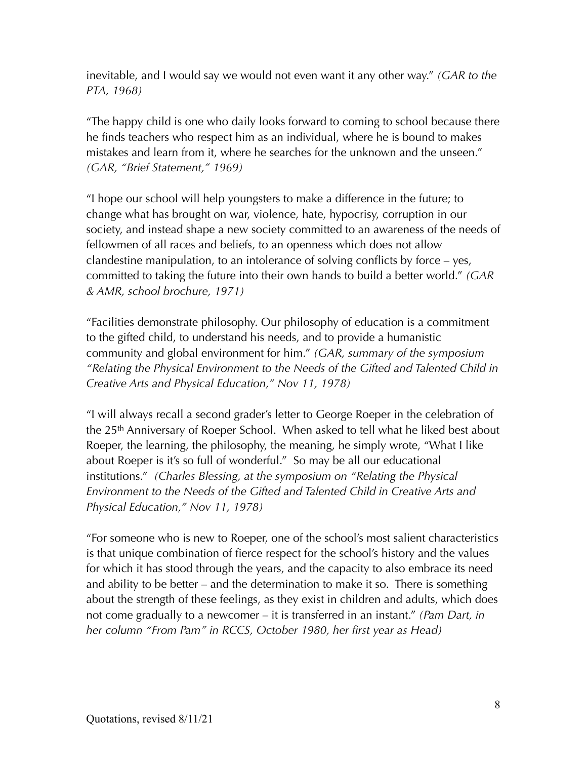inevitable, and I would say we would not even want it any other way." *(GAR to the PTA, 1968)*

"The happy child is one who daily looks forward to coming to school because there he finds teachers who respect him as an individual, where he is bound to makes mistakes and learn from it, where he searches for the unknown and the unseen." *(GAR, "Brief Statement," 1969)*

"I hope our school will help youngsters to make a difference in the future; to change what has brought on war, violence, hate, hypocrisy, corruption in our society, and instead shape a new society committed to an awareness of the needs of fellowmen of all races and beliefs, to an openness which does not allow clandestine manipulation, to an intolerance of solving conflicts by force – yes, committed to taking the future into their own hands to build a better world." *(GAR & AMR, school brochure, 1971)*

"Facilities demonstrate philosophy. Our philosophy of education is a commitment to the gifted child, to understand his needs, and to provide a humanistic community and global environment for him." *(GAR, summary of the symposium "Relating the Physical Environment to the Needs of the Gifted and Talented Child in Creative Arts and Physical Education," Nov 11, 1978)*

"I will always recall a second grader's letter to George Roeper in the celebration of the 25th Anniversary of Roeper School. When asked to tell what he liked best about Roeper, the learning, the philosophy, the meaning, he simply wrote, "What I like about Roeper is it's so full of wonderful." So may be all our educational institutions." *(Charles Blessing, at the symposium on "Relating the Physical Environment to the Needs of the Gifted and Talented Child in Creative Arts and Physical Education," Nov 11, 1978)*

"For someone who is new to Roeper, one of the school's most salient characteristics is that unique combination of fierce respect for the school's history and the values for which it has stood through the years, and the capacity to also embrace its need and ability to be better – and the determination to make it so. There is something about the strength of these feelings, as they exist in children and adults, which does not come gradually to a newcomer – it is transferred in an instant." *(Pam Dart, in her column "From Pam" in RCCS, October 1980, her first year as Head)*

Quotations, revised 8/11/21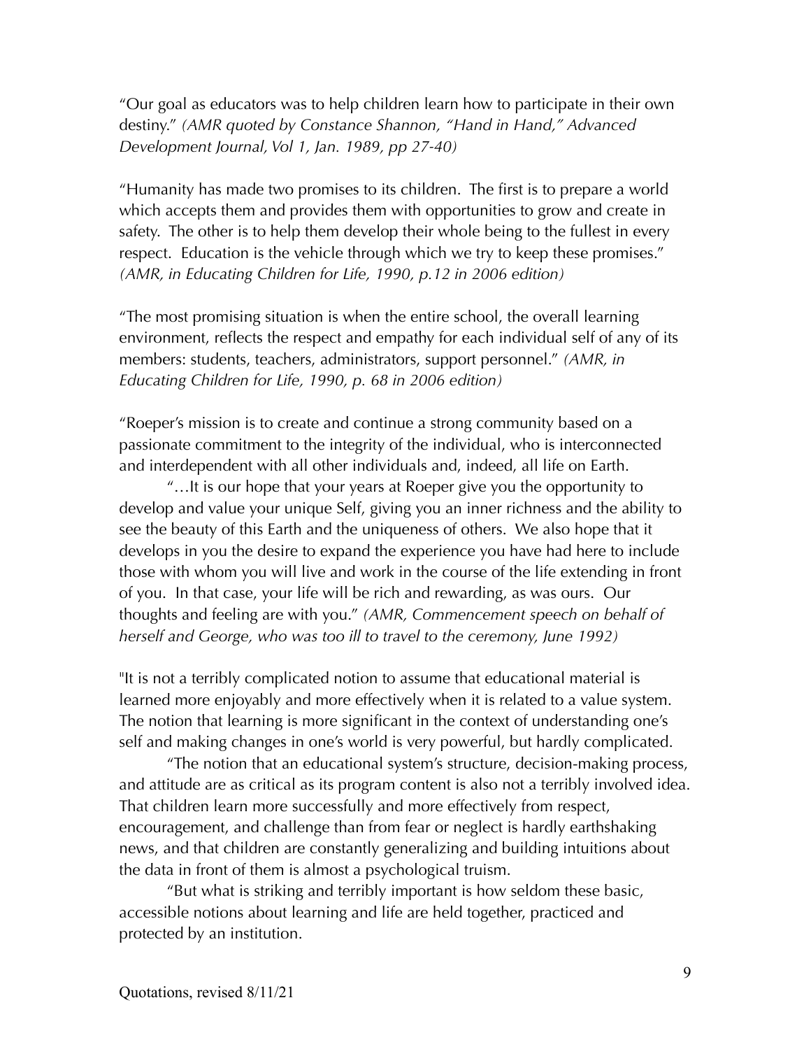"Our goal as educators was to help children learn how to participate in their own destiny." *(AMR quoted by Constance Shannon, "Hand in Hand," Advanced Development Journal, Vol 1, Jan. 1989, pp 27-40)*

"Humanity has made two promises to its children. The first is to prepare a world which accepts them and provides them with opportunities to grow and create in safety. The other is to help them develop their whole being to the fullest in every respect. Education is the vehicle through which we try to keep these promises." *(AMR, in Educating Children for Life, 1990, p.12 in 2006 edition)*

"The most promising situation is when the entire school, the overall learning environment, reflects the respect and empathy for each individual self of any of its members: students, teachers, administrators, support personnel." *(AMR, in Educating Children for Life, 1990, p. 68 in 2006 edition)*

"Roeper's mission is to create and continue a strong community based on a passionate commitment to the integrity of the individual, who is interconnected and interdependent with all other individuals and, indeed, all life on Earth.

"…It is our hope that your years at Roeper give you the opportunity to develop and value your unique Self, giving you an inner richness and the ability to see the beauty of this Earth and the uniqueness of others. We also hope that it develops in you the desire to expand the experience you have had here to include those with whom you will live and work in the course of the life extending in front of you. In that case, your life will be rich and rewarding, as was ours. Our thoughts and feeling are with you." *(AMR, Commencement speech on behalf of herself and George, who was too ill to travel to the ceremony, June 1992)*

"It is not a terribly complicated notion to assume that educational material is learned more enjoyably and more effectively when it is related to a value system. The notion that learning is more significant in the context of understanding one's self and making changes in one's world is very powerful, but hardly complicated.

"The notion that an educational system's structure, decision-making process, and attitude are as critical as its program content is also not a terribly involved idea. That children learn more successfully and more effectively from respect, encouragement, and challenge than from fear or neglect is hardly earthshaking news, and that children are constantly generalizing and building intuitions about the data in front of them is almost a psychological truism.

"But what is striking and terribly important is how seldom these basic, accessible notions about learning and life are held together, practiced and protected by an institution.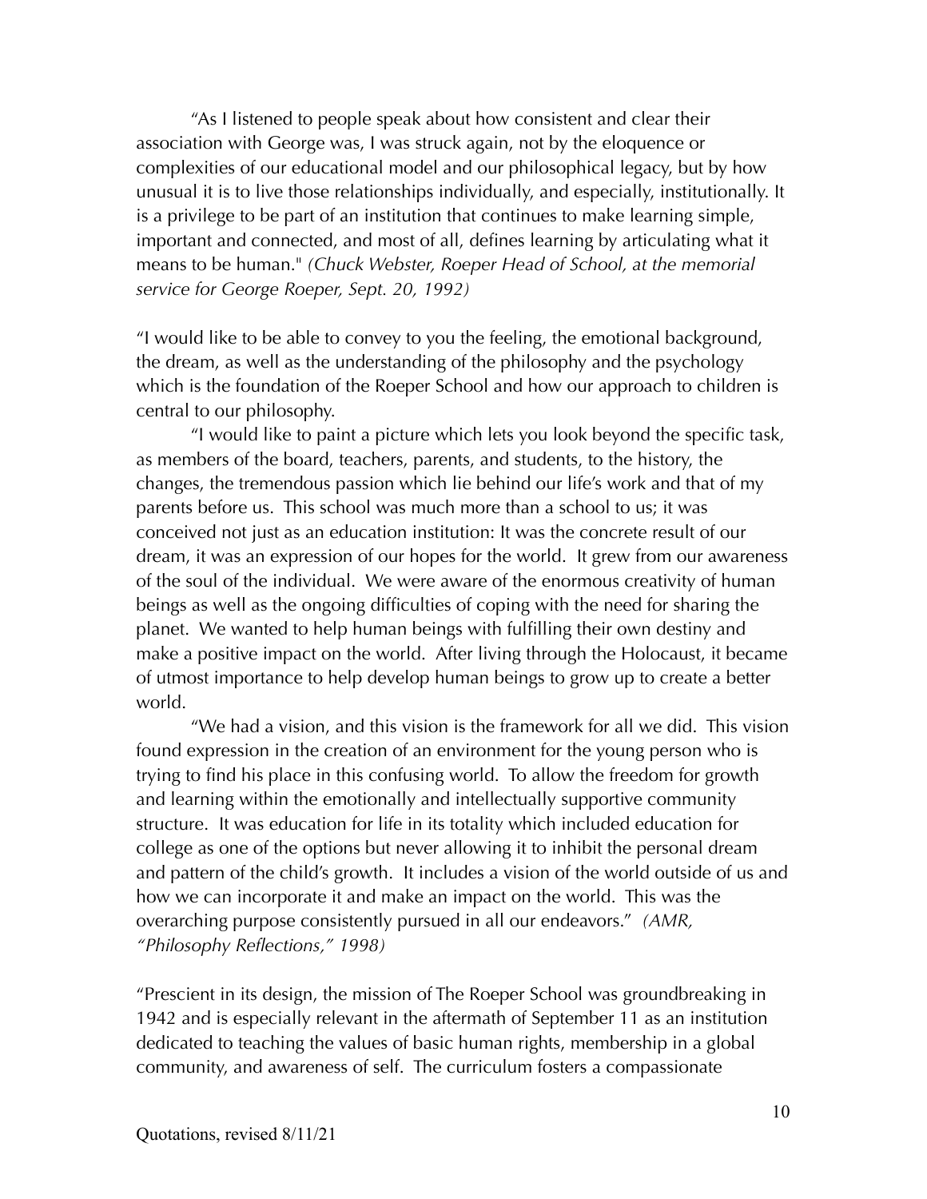"As I listened to people speak about how consistent and clear their association with George was, I was struck again, not by the eloquence or complexities of our educational model and our philosophical legacy, but by how unusual it is to live those relationships individually, and especially, institutionally. It is a privilege to be part of an institution that continues to make learning simple, important and connected, and most of all, defines learning by articulating what it means to be human." *(Chuck Webster, Roeper Head of School, at the memorial service for George Roeper, Sept. 20, 1992)*

"I would like to be able to convey to you the feeling, the emotional background, the dream, as well as the understanding of the philosophy and the psychology which is the foundation of the Roeper School and how our approach to children is central to our philosophy.

"I would like to paint a picture which lets you look beyond the specific task, as members of the board, teachers, parents, and students, to the history, the changes, the tremendous passion which lie behind our life's work and that of my parents before us. This school was much more than a school to us; it was conceived not just as an education institution: It was the concrete result of our dream, it was an expression of our hopes for the world. It grew from our awareness of the soul of the individual. We were aware of the enormous creativity of human beings as well as the ongoing difficulties of coping with the need for sharing the planet. We wanted to help human beings with fulfilling their own destiny and make a positive impact on the world. After living through the Holocaust, it became of utmost importance to help develop human beings to grow up to create a better world.

"We had a vision, and this vision is the framework for all we did. This vision found expression in the creation of an environment for the young person who is trying to find his place in this confusing world. To allow the freedom for growth and learning within the emotionally and intellectually supportive community structure. It was education for life in its totality which included education for college as one of the options but never allowing it to inhibit the personal dream and pattern of the child's growth. It includes a vision of the world outside of us and how we can incorporate it and make an impact on the world. This was the overarching purpose consistently pursued in all our endeavors." *(AMR, "Philosophy Reflections," 1998)*

"Prescient in its design, the mission of The Roeper School was groundbreaking in 1942 and is especially relevant in the aftermath of September 11 as an institution dedicated to teaching the values of basic human rights, membership in a global community, and awareness of self. The curriculum fosters a compassionate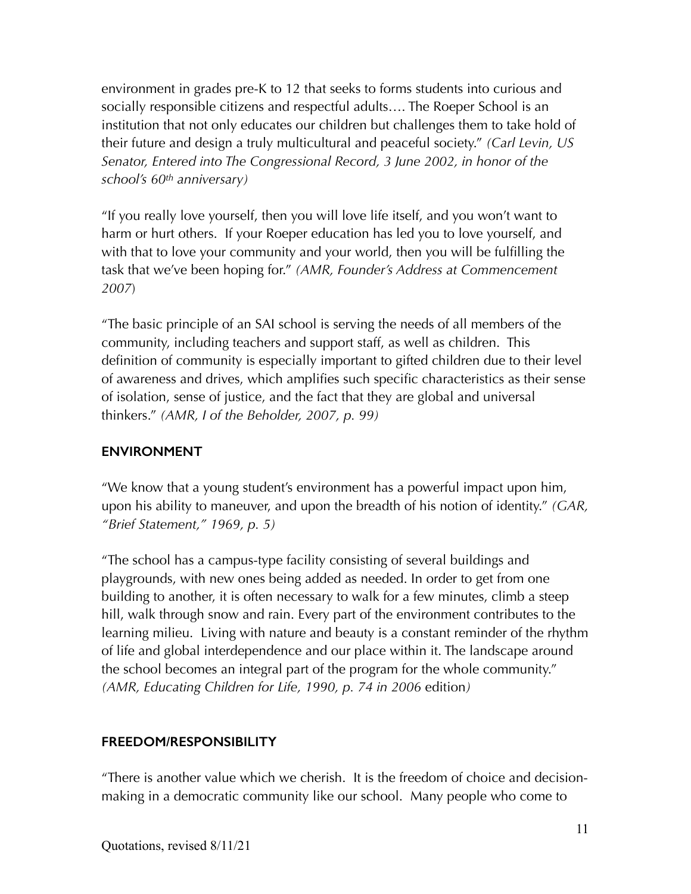environment in grades pre-K to 12 that seeks to forms students into curious and socially responsible citizens and respectful adults…. The Roeper School is an institution that not only educates our children but challenges them to take hold of their future and design a truly multicultural and peaceful society." *(Carl Levin, US Senator, Entered into The Congressional Record, 3 June 2002, in honor of the school's 60th anniversary)*

"If you really love yourself, then you will love life itself, and you won't want to harm or hurt others. If your Roeper education has led you to love yourself, and with that to love your community and your world, then you will be fulfilling the task that we've been hoping for." *(AMR, Founder's Address at Commencement 2007)*

"The basic principle of an SAI school is serving the needs of all members of the community, including teachers and support staff, as well as children. This definition of community is especially important to gifted children due to their level of awareness and drives, which amplifies such specific characteristics as their sense of isolation, sense of justice, and the fact that they are global and universal thinkers." *(AMR, I of the Beholder, 2007, p. 99)*

## ENVIRONMENT

"We know that a young student's environment has a powerful impact upon him, upon his ability to maneuver, and upon the breadth of his notion of identity." *(GAR, "Brief Statement," 1969, p. 5)*

"The school has a campus-type facility consisting of several buildings and playgrounds, with new ones being added as needed. In order to get from one building to another, it is often necessary to walk for a few minutes, climb a steep hill, walk through snow and rain. Every part of the environment contributes to the learning milieu. Living with nature and beauty is a constant reminder of the rhythm of life and global interdependence and our place within it. The landscape around the school becomes an integral part of the program for the whole community." *(AMR, Educating Children for Life, 1990, p. 74 in 2006 edition)*

## FREEDOM/RESPONSIBILITY

"There is another value which we cherish. It is the freedom of choice and decision-making in a democratic community like our school. Many people who come to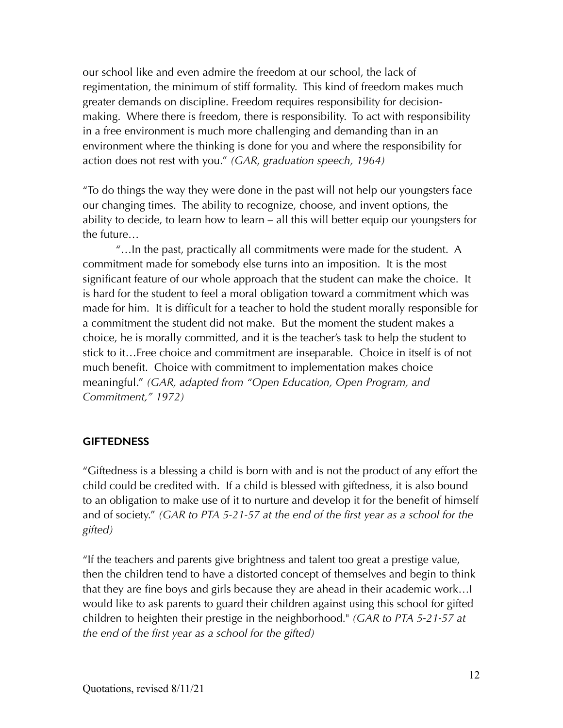our school like and even admire the freedom at our school, the lack of regimentation, the minimum of stiff formality. This kind of freedom makes much greater demands on discipline. Freedom requires responsibility for decision-making. Where there is freedom, there is responsibility. To act with responsibility in a free environment is much more challenging and demanding than in an environment where the thinking is done for you and where the responsibility for action does not rest with you." *(GAR, graduation speech, 1964)*

"To do things the way they were done in the past will not help our youngsters face our changing times. The ability to recognize, choose, and invent options, the ability to decide, to learn how to learn – all this will better equip our youngsters for the future…

"…In the past, practically all commitments were made for the student. A commitment made for somebody else turns into an imposition. It is the most significant feature of our whole approach that the student can make the choice. It is hard for the student to feel a moral obligation toward a commitment which was made for him. It is difficult for a teacher to hold the student morally responsible for a commitment the student did not make. But the moment the student makes a choice, he is morally committed, and it is the teacher's task to help the student to stick to it…Free choice and commitment are inseparable. Choice in itself is of not much benefit. Choice with commitment to implementation makes choice meaningful." *(GAR, adapted from "Open Education, Open Program, and Commitment," 1972)*

**GIFTEDNESS**

"Giftedness is a blessing a child is born with and is not the product of any effort the child could be credited with. If a child is blessed with giftedness, it is also bound to an obligation to make use of it to nurture and develop it for the benefit of himself and of society." *(GAR to PTA 5-21-57 at the end of the first year as a school for the gifted)*

"If the teachers and parents give brightness and talent too great a prestige value, then the children tend to have a distorted concept of themselves and begin to think that they are fine boys and girls because they are ahead in their academic work…I would like to ask parents to guard their children against using this school for gifted children to heighten their prestige in the neighborhood." *(GAR to PTA 5-21-57 at the end of the first year as a school for the gifted)*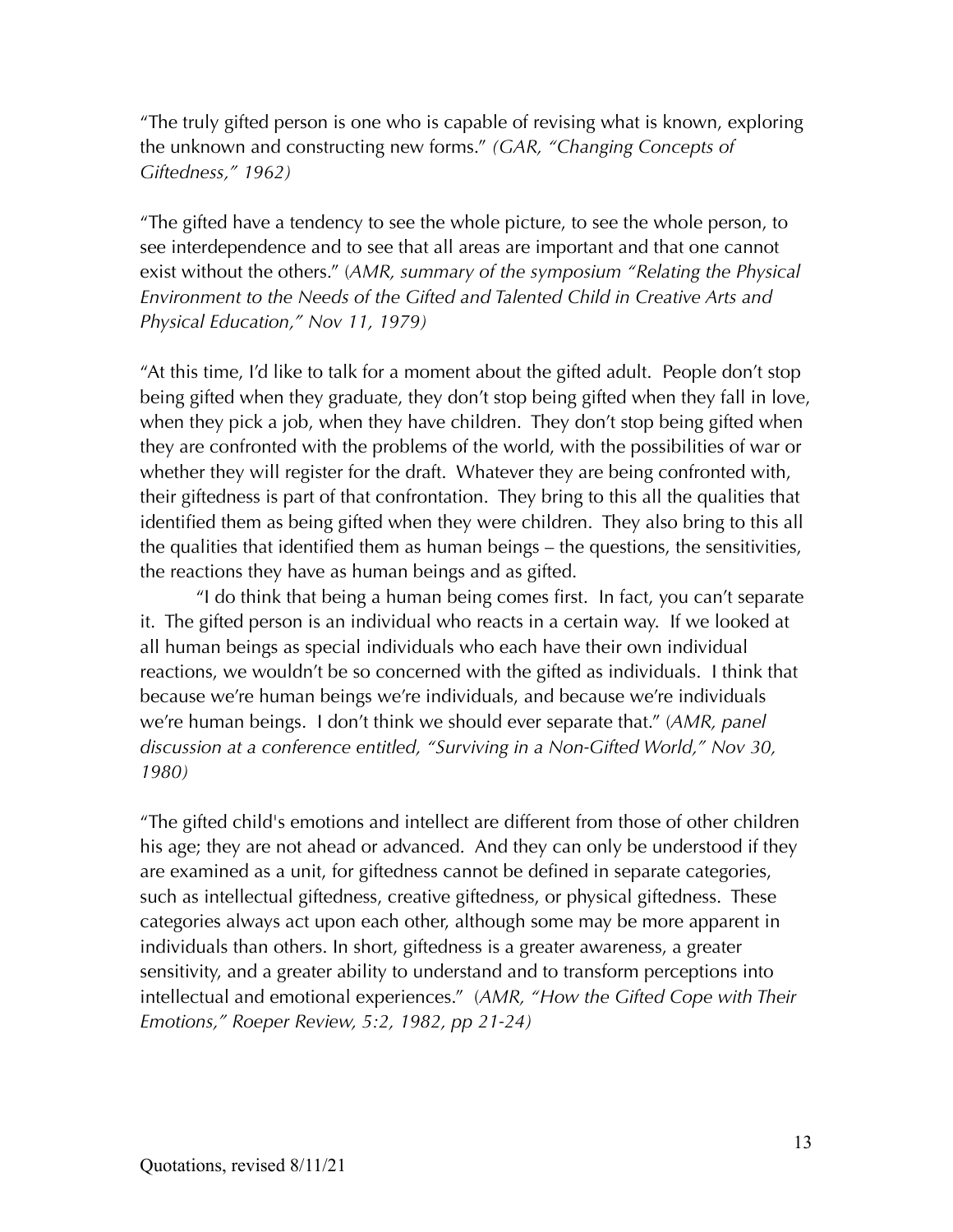"The truly gifted person is one who is capable of revising what is known, exploring the unknown and constructing new forms." *(GAR, "Changing Concepts of Giftedness," 1962)*

"The gifted have a tendency to see the whole picture, to see the whole person, to see interdependence and to see that all areas are important and that one cannot exist without the others." (*AMR, summary of the symposium "Relating the Physical Environment to the Needs of the Gifted and Talented Child in Creative Arts and Physical Education," Nov 11, 1979)*

"At this time, I'd like to talk for a moment about the gifted adult. People don't stop being gifted when they graduate, they don't stop being gifted when they fall in love, when they pick a job, when they have children. They don't stop being gifted when they are confronted with the problems of the world, with the possibilities of war or whether they will register for the draft. Whatever they are being confronted with, their giftedness is part of that confrontation. They bring to this all the qualities that identified them as being gifted when they were children. They also bring to this all the qualities that identified them as human beings – the questions, the sensitivities, the reactions they have as human beings and as gifted.

"I do think that being a human being comes first. In fact, you can't separate it. The gifted person is an individual who reacts in a certain way. If we looked at all human beings as special individuals who each have their own individual reactions, we wouldn't be so concerned with the gifted as individuals. I think that because we're human beings we're individuals, and because we're individuals we're human beings. I don't think we should ever separate that." (*AMR, panel discussion at a conference entitled, "Surviving in a Non-Gifted World," Nov 30, 1980)*

"The gifted child's emotions and intellect are different from those of other children his age; they are not ahead or advanced. And they can only be understood if they are examined as a unit, for giftedness cannot be defined in separate categories, such as intellectual giftedness, creative giftedness, or physical giftedness. These categories always act upon each other, although some may be more apparent in individuals than others. In short, giftedness is a greater awareness, a greater sensitivity, and a greater ability to understand and to transform perceptions into intellectual and emotional experiences." (*AMR, "How the Gifted Cope with Their Emotions," Roeper Review, 5:2, 1982, pp 21-24)*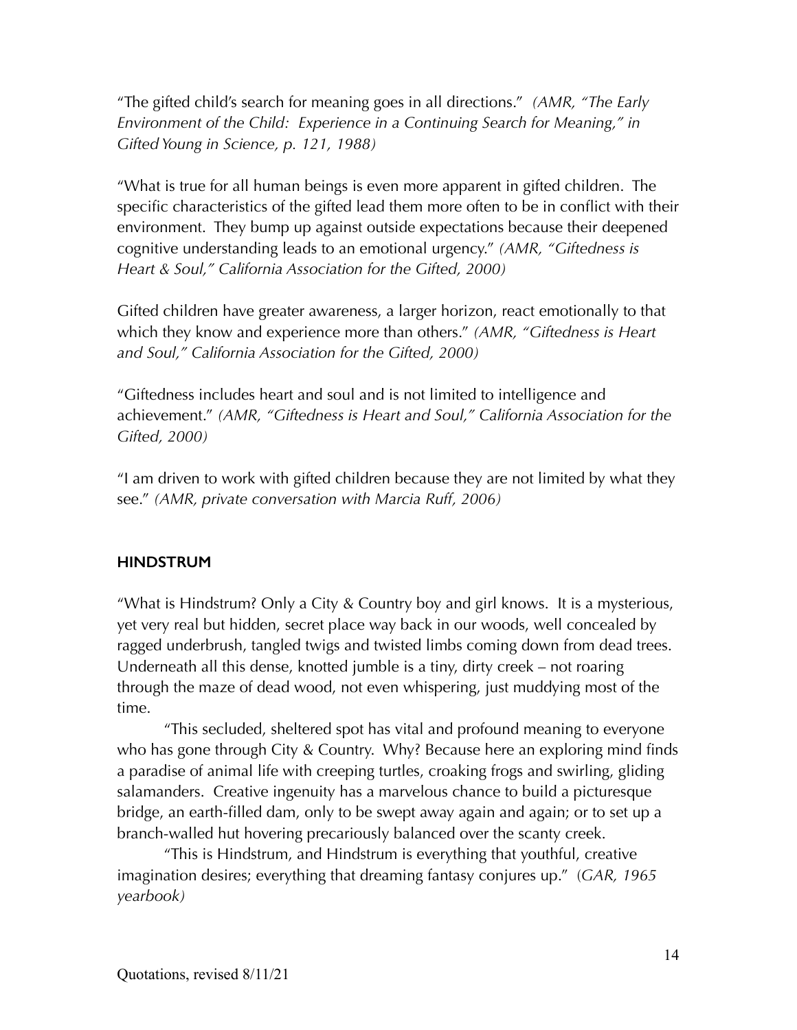"The gifted child's search for meaning goes in all directions." *(AMR, "The Early Environment of the Child: Experience in a Continuing Search for Meaning," in Gifted Young in Science, p. 121, 1988)*

"What is true for all human beings is even more apparent in gifted children. The specific characteristics of the gifted lead them more often to be in conflict with their environment. They bump up against outside expectations because their deepened cognitive understanding leads to an emotional urgency." *(AMR, "Giftedness is Heart & Soul," California Association for the Gifted, 2000)*

Gifted children have greater awareness, a larger horizon, react emotionally to that which they know and experience more than others." *(AMR, "Giftedness is Heart and Soul," California Association for the Gifted, 2000)*

"Giftedness includes heart and soul and is not limited to intelligence and achievement." *(AMR, "Giftedness is Heart and Soul," California Association for the Gifted, 2000)*

"I am driven to work with gifted children because they are not limited by what they see." *(AMR, private conversation with Marcia Ruff, 2006)*

**HINDSTRUM**

"What is Hindstrum? Only a City & Country boy and girl knows. It is a mysterious, yet very real but hidden, secret place way back in our woods, well concealed by ragged underbrush, tangled twigs and twisted limbs coming down from dead trees. Underneath all this dense, knotted jumble is a tiny, dirty creek – not roaring through the maze of dead wood, not even whispering, just muddying most of the time.

"This secluded, sheltered spot has vital and profound meaning to everyone who has gone through City & Country. Why? Because here an exploring mind finds a paradise of animal life with creeping turtles, croaking frogs and swirling, gliding salamanders. Creative ingenuity has a marvelous chance to build a picturesque bridge, an earth-filled dam, only to be swept away again and again; or to set up a branch-walled hut hovering precariously balanced over the scanty creek.

"This is Hindstrum, and Hindstrum is everything that youthful, creative imagination desires; everything that dreaming fantasy conjures up." (*GAR, 1965 yearbook)*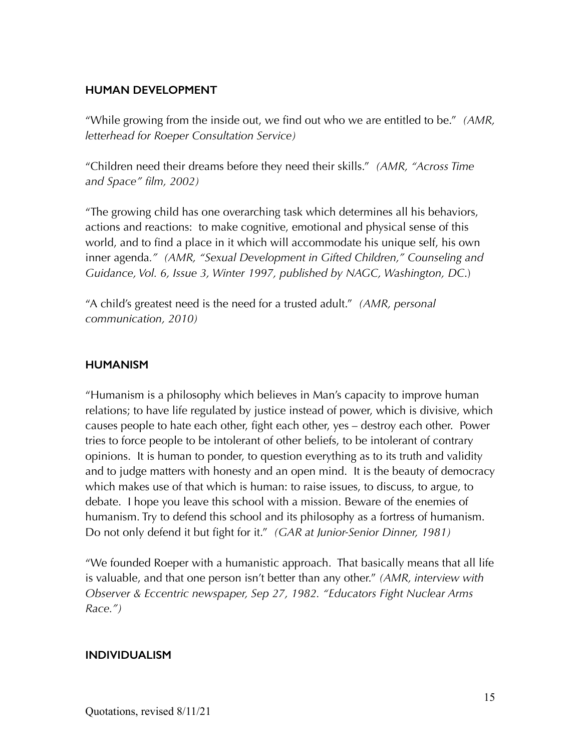**HUMAN DEVELOPMENT**

"While growing from the inside out, we find out who we are entitled to be." *(AMR, letterhead for Roeper Consultation Service)*

"Children need their dreams before they need their skills." *(AMR, "Across Time and Space" film, 2002)*

"The growing child has one overarching task which determines all his behaviors, actions and reactions: to make cognitive, emotional and physical sense of this world, and to find a place in it which will accommodate his unique self, his own inner agenda." *(AMR, "Sexual Development in Gifted Children," Counseling and Guidance, Vol. 6, Issue 3, Winter 1997, published by NAGC, Washington, DC.)*

"A child's greatest need is the need for a trusted adult." *(AMR, personal communication, 2010)*

**HUMANISM**

"Humanism is a philosophy which believes in Man's capacity to improve human relations; to have life regulated by justice instead of power, which is divisive, which causes people to hate each other, fight each other, yes – destroy each other. Power tries to force people to be intolerant of other beliefs, to be intolerant of contrary opinions. It is human to ponder, to question everything as to its truth and validity and to judge matters with honesty and an open mind. It is the beauty of democracy which makes use of that which is human: to raise issues, to discuss, to argue, to debate. I hope you leave this school with a mission. Beware of the enemies of humanism. Try to defend this school and its philosophy as a fortress of humanism. Do not only defend it but fight for it." *(GAR at Junior-Senior Dinner, 1981)*

"We founded Roeper with a humanistic approach. That basically means that all life is valuable, and that one person isn't better than any other." *(AMR, interview with Observer & Eccentric newspaper, Sep 27, 1982. "Educators Fight Nuclear Arms Race.")*

**INDIVIDUALISM**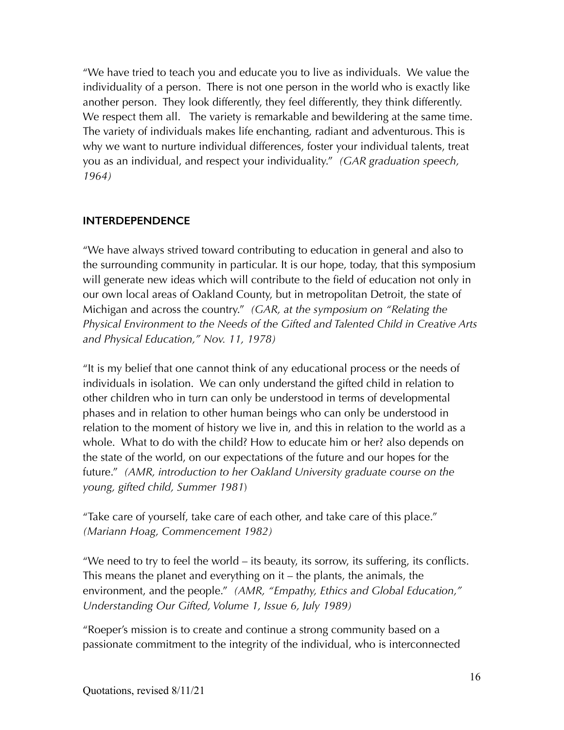"We have tried to teach you and educate you to live as individuals. We value the individuality of a person. There is not one person in the world who is exactly like another person. They look differently, they feel differently, they think differently. We respect them all. The variety is remarkable and bewildering at the same time. The variety of individuals makes life enchanting, radiant and adventurous. This is why we want to nurture individual differences, foster your individual talents, treat you as an individual, and respect your individuality." *(GAR graduation speech, 1964)*

**INTERDEPENDENCE**

"We have always strived toward contributing to education in general and also to the surrounding community in particular. It is our hope, today, that this symposium will generate new ideas which will contribute to the field of education not only in our own local areas of Oakland County, but in metropolitan Detroit, the state of Michigan and across the country." *(GAR, at the symposium on "Relating the Physical Environment to the Needs of the Gifted and Talented Child in Creative Arts and Physical Education," Nov. 11, 1978)*

"It is my belief that one cannot think of any educational process or the needs of individuals in isolation. We can only understand the gifted child in relation to other children who in turn can only be understood in terms of developmental phases and in relation to other human beings who can only be understood in relation to the moment of history we live in, and this in relation to the world as a whole. What to do with the child? How to educate him or her? also depends on the state of the world, on our expectations of the future and our hopes for the future." *(AMR, introduction to her Oakland University graduate course on the young, gifted child, Summer 1981)*

"Take care of yourself, take care of each other, and take care of this place." *(Mariann Hoag, Commencement 1982)*

"We need to try to feel the world – its beauty, its sorrow, its suffering, its conflicts. This means the planet and everything on it – the plants, the animals, the environment, and the people." *(AMR, "Empathy, Ethics and Global Education," Understanding Our Gifted, Volume 1, Issue 6, July 1989)*

"Roeper's mission is to create and continue a strong community based on a passionate commitment to the integrity of the individual, who is interconnected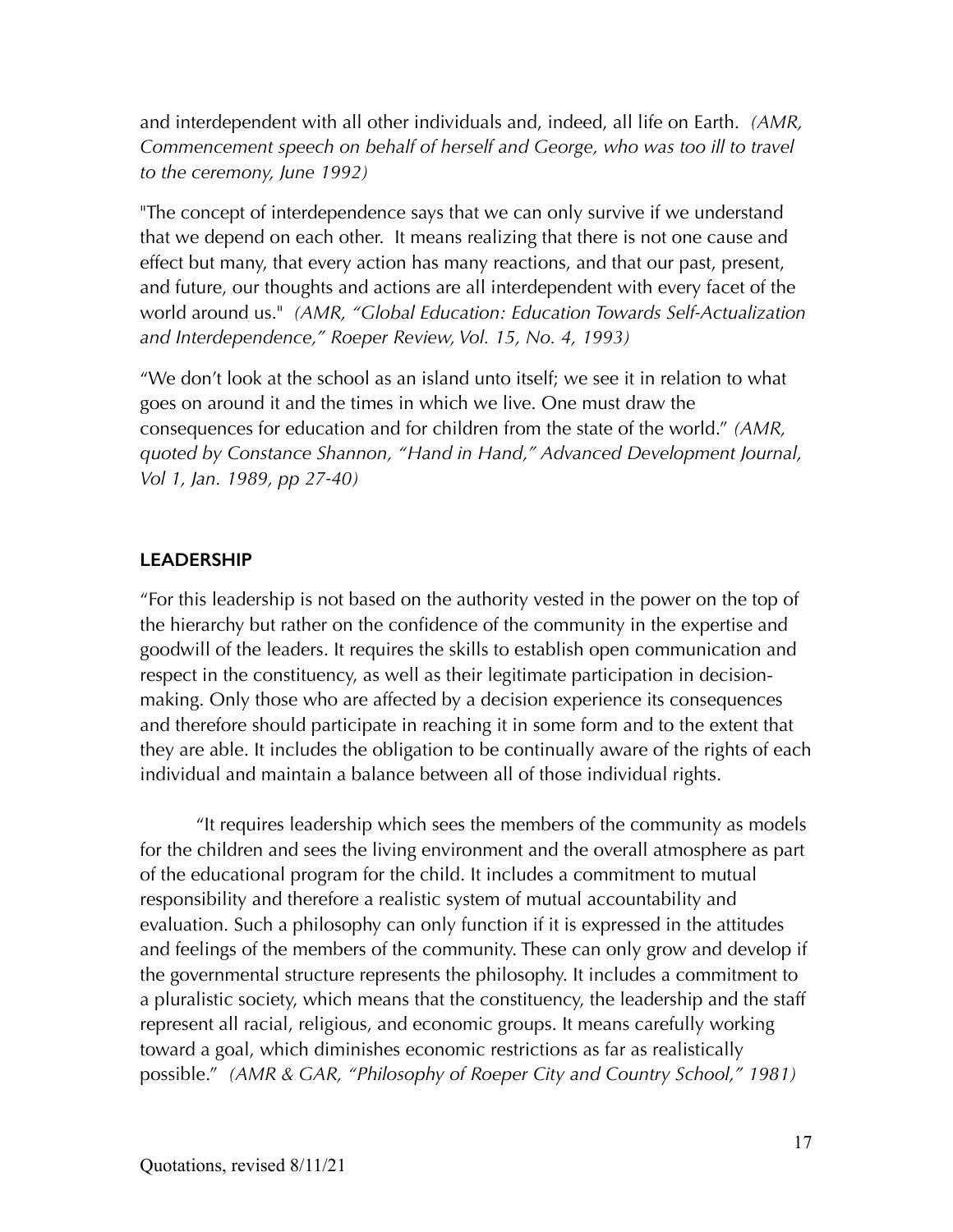and interdependent with all other individuals and, indeed, all life on Earth. *(AMR, Commencement speech on behalf of herself and George, who was too ill to travel to the ceremony, June 1992)*

"The concept of interdependence says that we can only survive if we understand that we depend on each other. It means realizing that there is not one cause and effect but many, that every action has many reactions, and that our past, present, and future, our thoughts and actions are all interdependent with every facet of the world around us." *(AMR, "Global Education: Education Towards Self-Actualization and Interdependence," Roeper Review, Vol. 15, No. 4, 1993)*

"We don't look at the school as an island unto itself; we see it in relation to what goes on around it and the times in which we live. One must draw the consequences for education and for children from the state of the world." *(AMR, quoted by Constance Shannon, "Hand in Hand," Advanced Development Journal, Vol 1, Jan. 1989, pp 27-40)*

## LEADERSHIP

"For this leadership is not based on the authority vested in the power on the top of the hierarchy but rather on the confidence of the community in the expertise and goodwill of the leaders. It requires the skills to establish open communication and respect in the constituency, as well as their legitimate participation in decision-making. Only those who are affected by a decision experience its consequences and therefore should participate in reaching it in some form and to the extent that they are able. It includes the obligation to be continually aware of the rights of each individual and maintain a balance between all of those individual rights.

"It requires leadership which sees the members of the community as models for the children and sees the living environment and the overall atmosphere as part of the educational program for the child. It includes a commitment to mutual responsibility and therefore a realistic system of mutual accountability and evaluation. Such a philosophy can only function if it is expressed in the attitudes and feelings of the members of the community. These can only grow and develop if the governmental structure represents the philosophy. It includes a commitment to a pluralistic society, which means that the constituency, the leadership and the staff represent all racial, religious, and economic groups. It means carefully working toward a goal, which diminishes economic restrictions as far as realistically possible." *(AMR & GAR, "Philosophy of Roeper City and Country School," 1981)*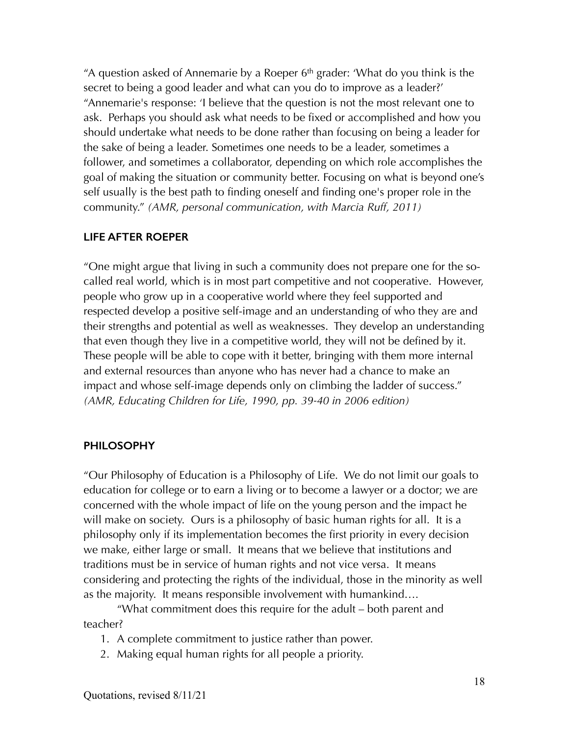"A question asked of Annemarie by a Roeper 6th grader: 'What do you think is the secret to being a good leader and what can you do to improve as a leader?'
"Annemarie's response: 'I believe that the question is not the most relevant one to ask. Perhaps you should ask what needs to be fixed or accomplished and how you should undertake what needs to be done rather than focusing on being a leader for the sake of being a leader. Sometimes one needs to be a leader, sometimes a follower, and sometimes a collaborator, depending on which role accomplishes the goal of making the situation or community better. Focusing on what is beyond one's self usually is the best path to finding oneself and finding one's proper role in the community." *(AMR, personal communication, with Marcia Ruff, 2011)*

## LIFE AFTER ROEPER

"One might argue that living in such a community does not prepare one for the so-called real world, which is in most part competitive and not cooperative. However, people who grow up in a cooperative world where they feel supported and respected develop a positive self-image and an understanding of who they are and their strengths and potential as well as weaknesses. They develop an understanding that even though they live in a competitive world, they will not be defined by it. These people will be able to cope with it better, bringing with them more internal and external resources than anyone who has never had a chance to make an impact and whose self-image depends only on climbing the ladder of success." *(AMR, Educating Children for Life, 1990, pp. 39-40 in 2006 edition)*

## PHILOSOPHY

"Our Philosophy of Education is a Philosophy of Life. We do not limit our goals to education for college or to earn a living or to become a lawyer or a doctor; we are concerned with the whole impact of life on the young person and the impact he will make on society. Ours is a philosophy of basic human rights for all. It is a philosophy only if its implementation becomes the first priority in every decision we make, either large or small. It means that we believe that institutions and traditions must be in service of human rights and not vice versa. It means considering and protecting the rights of the individual, those in the minority as well as the majority. It means responsible involvement with humankind….

"What commitment does this require for the adult – both parent and teacher?

1. A complete commitment to justice rather than power.
2. Making equal human rights for all people a priority.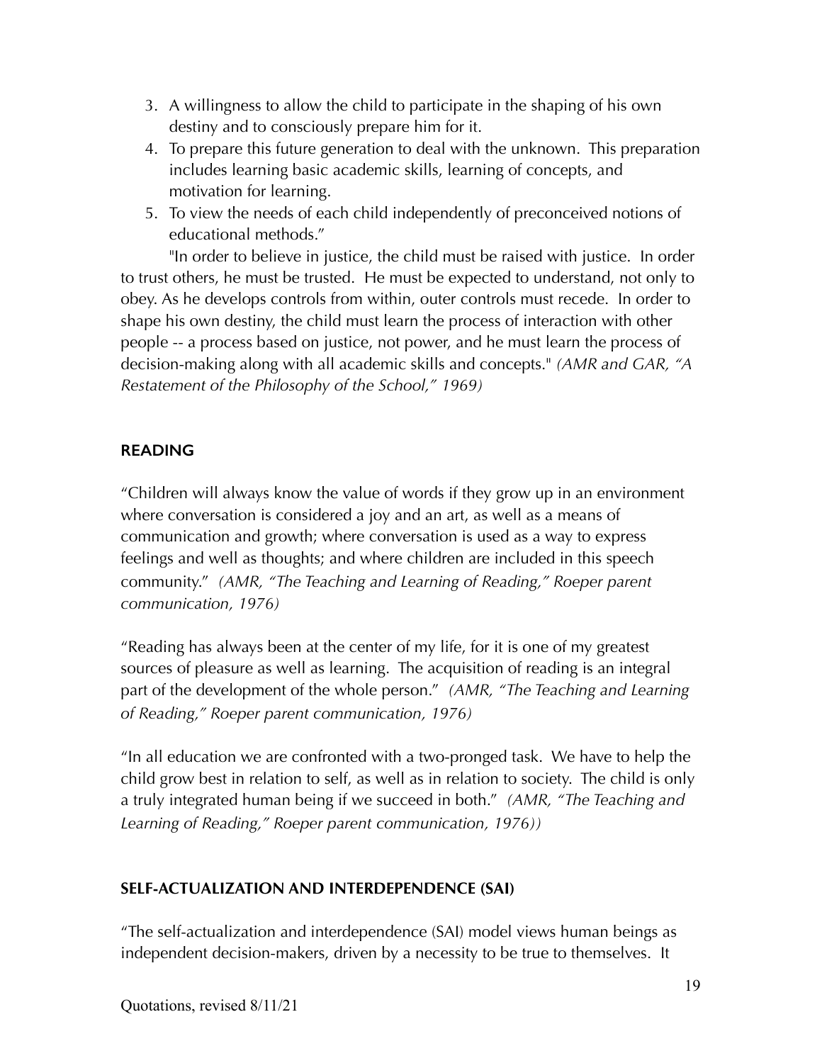3. A willingness to allow the child to participate in the shaping of his own destiny and to consciously prepare him for it.
4. To prepare this future generation to deal with the unknown. This preparation includes learning basic academic skills, learning of concepts, and motivation for learning.
5. To view the needs of each child independently of preconceived notions of educational methods."

"In order to believe in justice, the child must be raised with justice. In order to trust others, he must be trusted. He must be expected to understand, not only to obey. As he develops controls from within, outer controls must recede. In order to shape his own destiny, the child must learn the process of interaction with other people -- a process based on justice, not power, and he must learn the process of decision-making along with all academic skills and concepts." *(AMR and GAR, "A Restatement of the Philosophy of the School," 1969)*

## READING

"Children will always know the value of words if they grow up in an environment where conversation is considered a joy and an art, as well as a means of communication and growth; where conversation is used as a way to express feelings and well as thoughts; and where children are included in this speech community." *(AMR, "The Teaching and Learning of Reading," Roeper parent communication, 1976)*

"Reading has always been at the center of my life, for it is one of my greatest sources of pleasure as well as learning. The acquisition of reading is an integral part of the development of the whole person." *(AMR, "The Teaching and Learning of Reading," Roeper parent communication, 1976)*

"In all education we are confronted with a two-pronged task. We have to help the child grow best in relation to self, as well as in relation to society. The child is only a truly integrated human being if we succeed in both." *(AMR, "The Teaching and Learning of Reading," Roeper parent communication, 1976))*

## SELF-ACTUALIZATION AND INTERDEPENDENCE (SAI)

"The self-actualization and interdependence (SAI) model views human beings as independent decision-makers, driven by a necessity to be true to themselves. It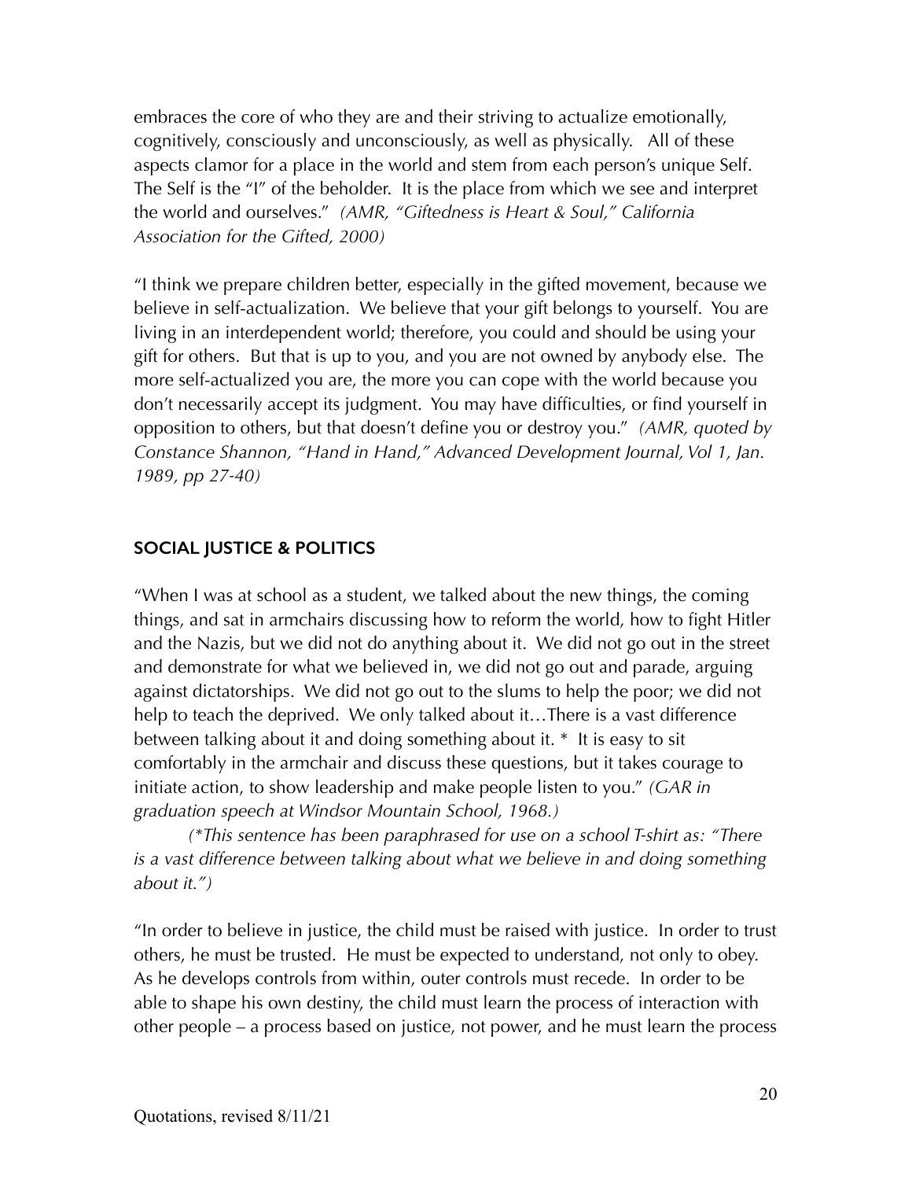embraces the core of who they are and their striving to actualize emotionally, cognitively, consciously and unconsciously, as well as physically. All of these aspects clamor for a place in the world and stem from each person's unique Self. The Self is the "I" of the beholder. It is the place from which we see and interpret the world and ourselves." *(AMR, "Giftedness is Heart & Soul," California Association for the Gifted, 2000)*

"I think we prepare children better, especially in the gifted movement, because we believe in self-actualization. We believe that your gift belongs to yourself. You are living in an interdependent world; therefore, you could and should be using your gift for others. But that is up to you, and you are not owned by anybody else. The more self-actualized you are, the more you can cope with the world because you don't necessarily accept its judgment. You may have difficulties, or find yourself in opposition to others, but that doesn't define you or destroy you." *(AMR, quoted by Constance Shannon, "Hand in Hand," Advanced Development Journal, Vol 1, Jan. 1989, pp 27-40)*

## SOCIAL JUSTICE & POLITICS

"When I was at school as a student, we talked about the new things, the coming things, and sat in armchairs discussing how to reform the world, how to fight Hitler and the Nazis, but we did not do anything about it. We did not go out in the street and demonstrate for what we believed in, we did not go out and parade, arguing against dictatorships. We did not go out to the slums to help the poor; we did not help to teach the deprived. We only talked about it…There is a vast difference between talking about it and doing something about it. * It is easy to sit comfortably in the armchair and discuss these questions, but it takes courage to initiate action, to show leadership and make people listen to you." *(GAR in graduation speech at Windsor Mountain School, 1968.)*

*(*This sentence has been paraphrased for use on a school T-shirt as: "There is a vast difference between talking about what we believe in and doing something about it.")*

"In order to believe in justice, the child must be raised with justice. In order to trust others, he must be trusted. He must be expected to understand, not only to obey. As he develops controls from within, outer controls must recede. In order to be able to shape his own destiny, the child must learn the process of interaction with other people – a process based on justice, not power, and he must learn the process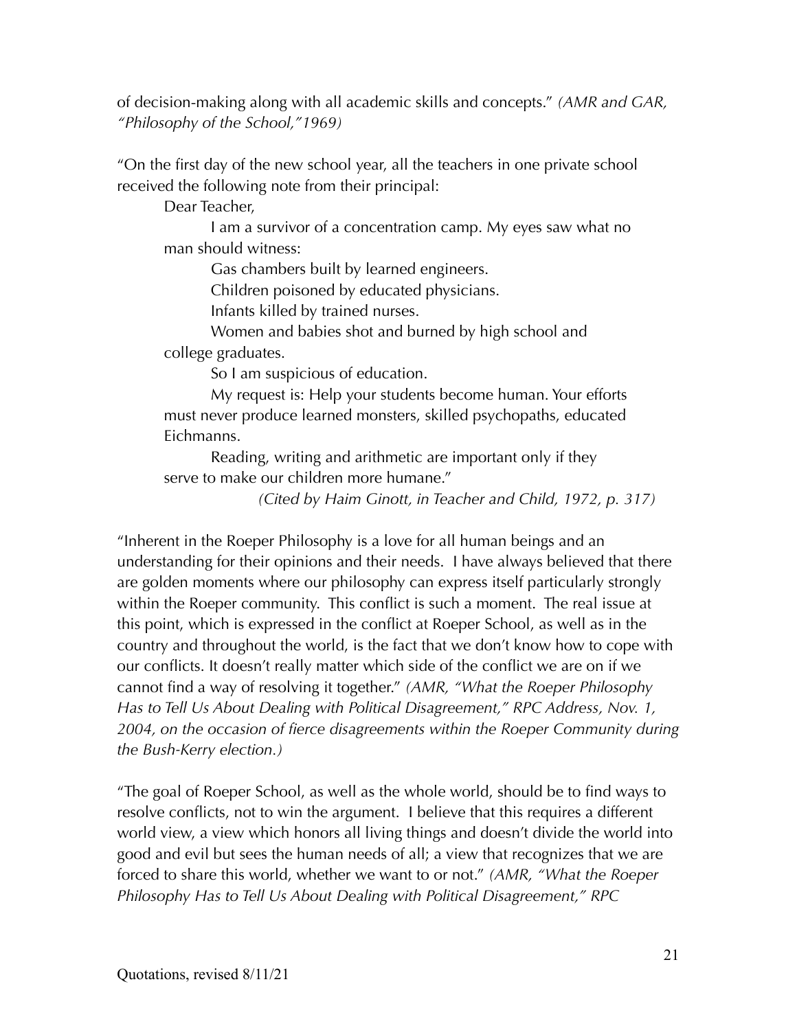of decision-making along with all academic skills and concepts." *(AMR and GAR, "Philosophy of the School,"1969)*

"On the first day of the new school year, all the teachers in one private school received the following note from their principal:

> Dear Teacher,
>
> I am a survivor of a concentration camp. My eyes saw what no man should witness:
>
> Gas chambers built by learned engineers.
>
> Children poisoned by educated physicians.
>
> Infants killed by trained nurses.
>
> Women and babies shot and burned by high school and college graduates.
>
> So I am suspicious of education.
>
> My request is: Help your students become human. Your efforts must never produce learned monsters, skilled psychopaths, educated Eichmanns.
>
> Reading, writing and arithmetic are important only if they serve to make our children more humane."
>
> *(Cited by Haim Ginott, in Teacher and Child, 1972, p. 317)*

"Inherent in the Roeper Philosophy is a love for all human beings and an understanding for their opinions and their needs. I have always believed that there are golden moments where our philosophy can express itself particularly strongly within the Roeper community. This conflict is such a moment. The real issue at this point, which is expressed in the conflict at Roeper School, as well as in the country and throughout the world, is the fact that we don't know how to cope with our conflicts. It doesn't really matter which side of the conflict we are on if we cannot find a way of resolving it together." *(AMR, "What the Roeper Philosophy Has to Tell Us About Dealing with Political Disagreement," RPC Address, Nov. 1, 2004, on the occasion of fierce disagreements within the Roeper Community during the Bush-Kerry election.)*

"The goal of Roeper School, as well as the whole world, should be to find ways to resolve conflicts, not to win the argument. I believe that this requires a different world view, a view which honors all living things and doesn't divide the world into good and evil but sees the human needs of all; a view that recognizes that we are forced to share this world, whether we want to or not." *(AMR, "What the Roeper Philosophy Has to Tell Us About Dealing with Political Disagreement," RPC*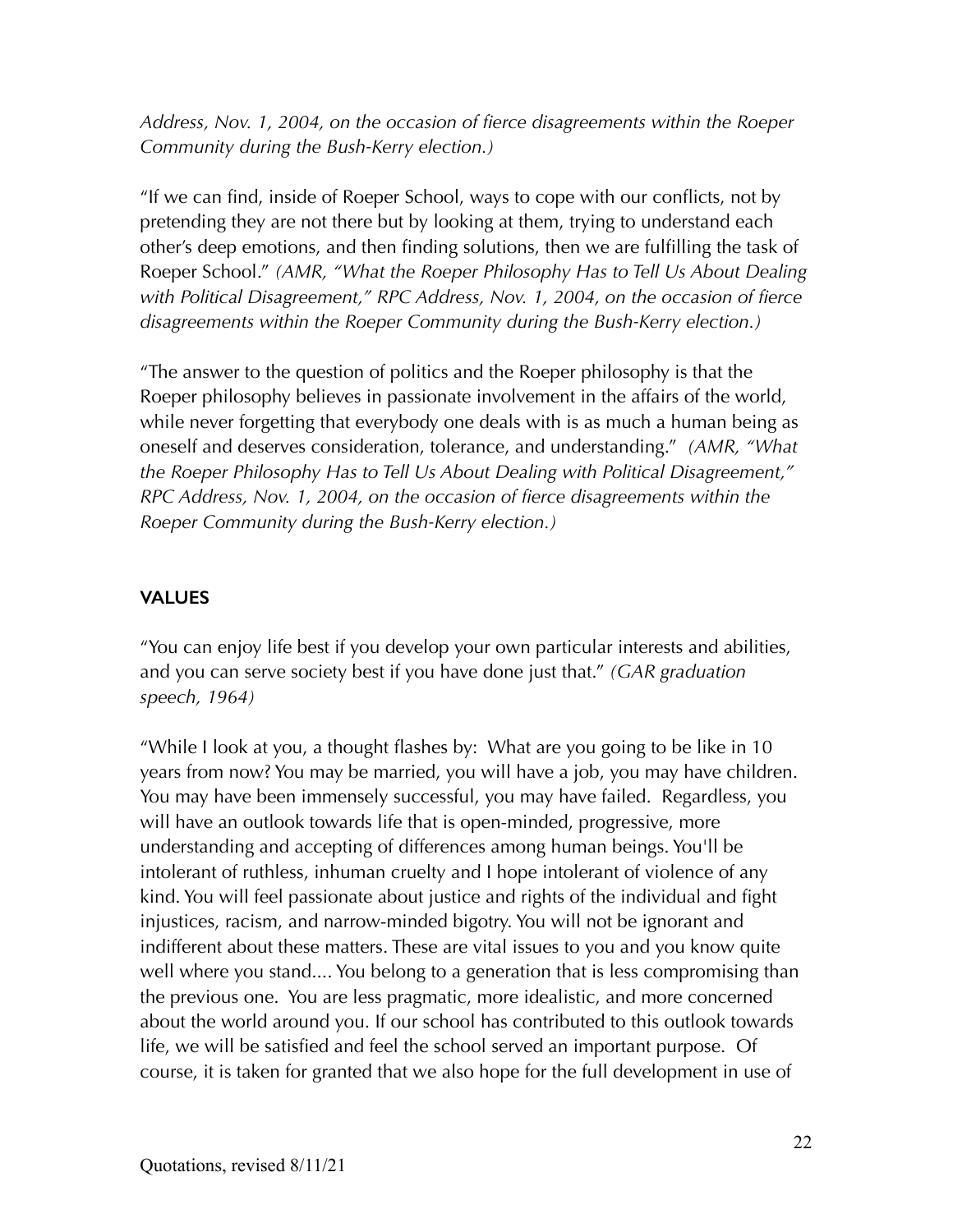*Address, Nov. 1, 2004, on the occasion of fierce disagreements within the Roeper Community during the Bush-Kerry election.)*

"If we can find, inside of Roeper School, ways to cope with our conflicts, not by pretending they are not there but by looking at them, trying to understand each other's deep emotions, and then finding solutions, then we are fulfilling the task of Roeper School." *(AMR, "What the Roeper Philosophy Has to Tell Us About Dealing with Political Disagreement," RPC Address, Nov. 1, 2004, on the occasion of fierce disagreements within the Roeper Community during the Bush-Kerry election.)*

"The answer to the question of politics and the Roeper philosophy is that the Roeper philosophy believes in passionate involvement in the affairs of the world, while never forgetting that everybody one deals with is as much a human being as oneself and deserves consideration, tolerance, and understanding." *(AMR, "What the Roeper Philosophy Has to Tell Us About Dealing with Political Disagreement," RPC Address, Nov. 1, 2004, on the occasion of fierce disagreements within the Roeper Community during the Bush-Kerry election.)*

## VALUES

"You can enjoy life best if you develop your own particular interests and abilities, and you can serve society best if you have done just that." *(GAR graduation speech, 1964)*

"While I look at you, a thought flashes by: What are you going to be like in 10 years from now? You may be married, you will have a job, you may have children. You may have been immensely successful, you may have failed. Regardless, you will have an outlook towards life that is open-minded, progressive, more understanding and accepting of differences among human beings. You'll be intolerant of ruthless, inhuman cruelty and I hope intolerant of violence of any kind. You will feel passionate about justice and rights of the individual and fight injustices, racism, and narrow-minded bigotry. You will not be ignorant and indifferent about these matters. These are vital issues to you and you know quite well where you stand.... You belong to a generation that is less compromising than the previous one. You are less pragmatic, more idealistic, and more concerned about the world around you. If our school has contributed to this outlook towards life, we will be satisfied and feel the school served an important purpose. Of course, it is taken for granted that we also hope for the full development in use of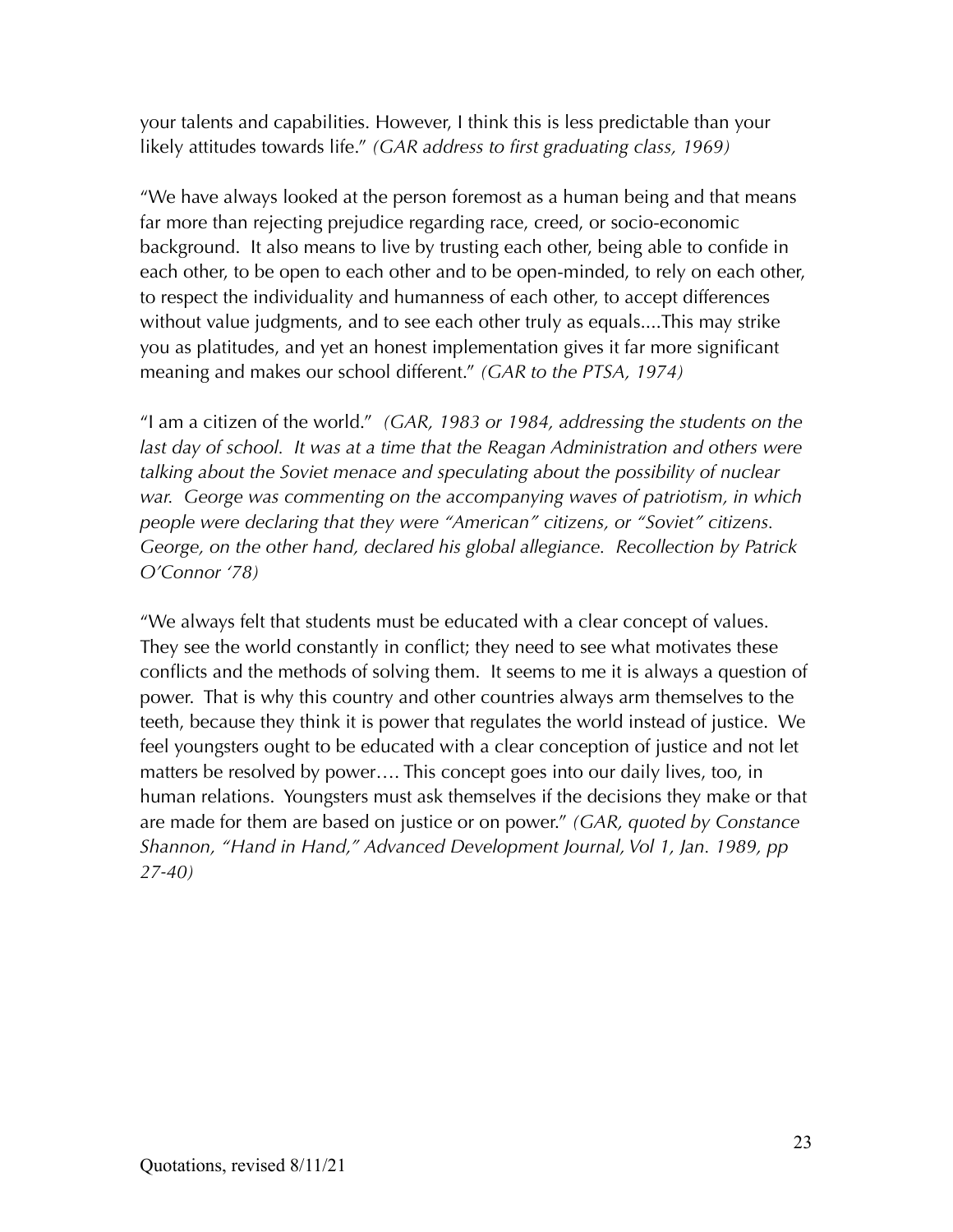your talents and capabilities. However, I think this is less predictable than your likely attitudes towards life." *(GAR address to first graduating class, 1969)*

"We have always looked at the person foremost as a human being and that means far more than rejecting prejudice regarding race, creed, or socio-economic background. It also means to live by trusting each other, being able to confide in each other, to be open to each other and to be open-minded, to rely on each other, to respect the individuality and humanness of each other, to accept differences without value judgments, and to see each other truly as equals....This may strike you as platitudes, and yet an honest implementation gives it far more significant meaning and makes our school different." *(GAR to the PTSA, 1974)*

"I am a citizen of the world." *(GAR, 1983 or 1984, addressing the students on the last day of school. It was at a time that the Reagan Administration and others were talking about the Soviet menace and speculating about the possibility of nuclear war. George was commenting on the accompanying waves of patriotism, in which people were declaring that they were "American" citizens, or "Soviet" citizens. George, on the other hand, declared his global allegiance. Recollection by Patrick O'Connor '78)*

"We always felt that students must be educated with a clear concept of values. They see the world constantly in conflict; they need to see what motivates these conflicts and the methods of solving them. It seems to me it is always a question of power. That is why this country and other countries always arm themselves to the teeth, because they think it is power that regulates the world instead of justice. We feel youngsters ought to be educated with a clear conception of justice and not let matters be resolved by power…. This concept goes into our daily lives, too, in human relations. Youngsters must ask themselves if the decisions they make or that are made for them are based on justice or on power." *(GAR, quoted by Constance Shannon, "Hand in Hand," Advanced Development Journal, Vol 1, Jan. 1989, pp 27-40)*

Quotations, revised 8/11/21